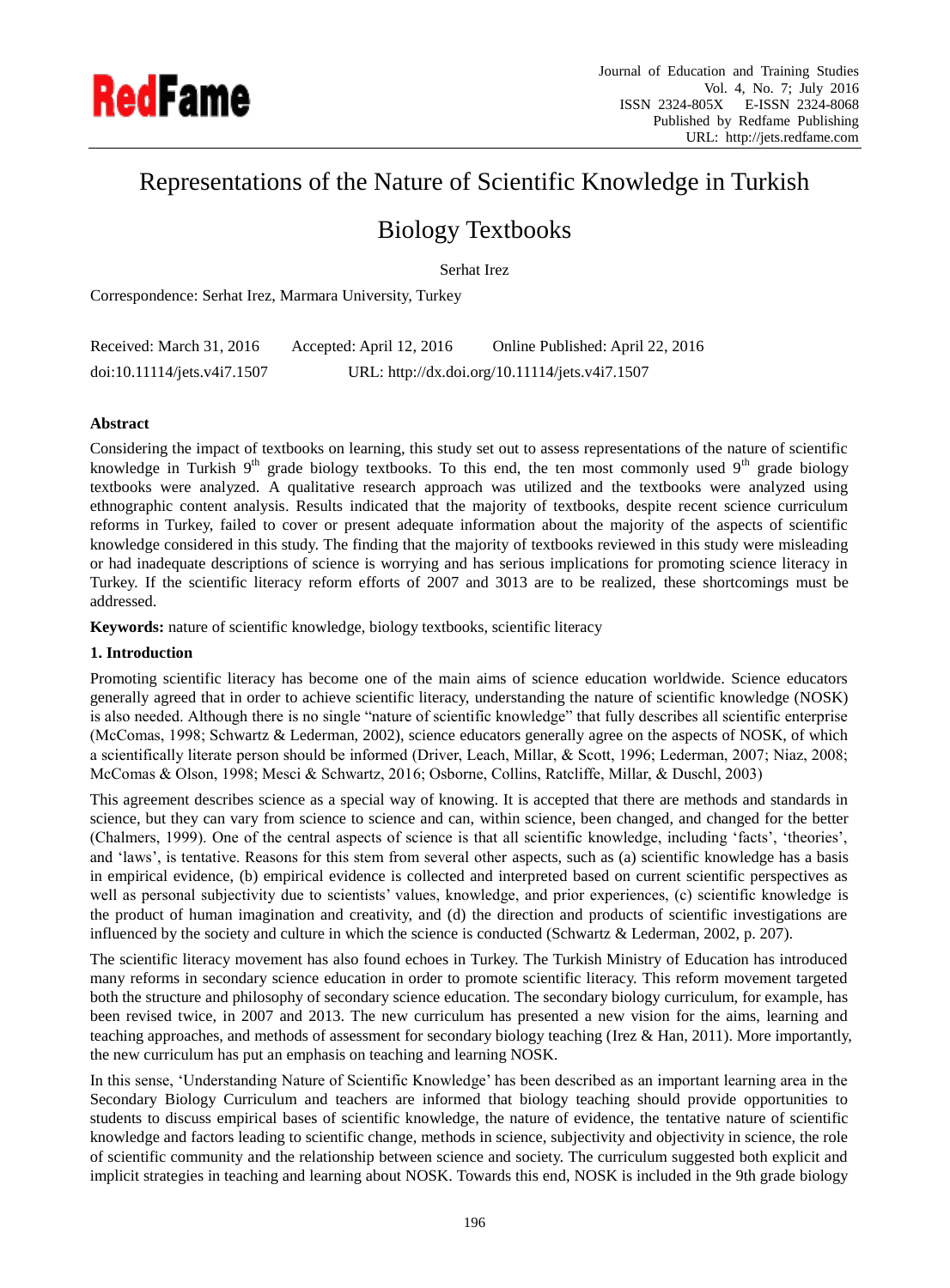# Representations of the Nature of Scientific Knowledge in Turkish Biology Textbooks

Serhat Irez

Correspondence: Serhat Irez, Marmara University, Turkey

Received: March 31, 2016 Accepted: April 12, 2016 Online Published: April 22, 2016

doi:10.11114/jets.v4i7.1507 URL: http://dx.doi.org/10.11114/jets.v4i7.1507

## Abstract

Considering the impact of textbooks on learning, this study set out to assess representations of the nature of scientific knowledge in Turkish 9th grade biology textbooks. To this end, the ten most commonly used 9th grade biology textbooks were analyzed. A qualitative research approach was utilized and the textbooks were analyzed using ethnographic content analysis. Results indicated that the majority of textbooks, despite recent science curriculum reforms in Turkey, failed to cover or present adequate information about the majority of the aspects of scientific knowledge considered in this study. The finding that the majority of textbooks reviewed in this study were misleading or had inadequate descriptions of science is worrying and has serious implications for promoting science literacy in Turkey. If the scientific literacy reform efforts of 2007 and 3013 are to be realized, these shortcomings must be addressed.

**Keywords:** nature of scientific knowledge, biology textbooks, scientific literacy

## 1. Introduction

Promoting scientific literacy has become one of the main aims of science education worldwide. Science educators generally agreed that in order to achieve scientific literacy, understanding the nature of scientific knowledge (NOSK) is also needed. Although there is no single "nature of scientific knowledge" that fully describes all scientific enterprise (McComas, 1998; Schwartz & Lederman, 2002), science educators generally agree on the aspects of NOSK, of which a scientifically literate person should be informed (Driver, Leach, Millar, & Scott, 1996; Lederman, 2007; Niaz, 2008; McComas & Olson, 1998; Mesci & Schwartz, 2016; Osborne, Collins, Ratcliffe, Millar, & Duschl, 2003)

This agreement describes science as a special way of knowing. It is accepted that there are methods and standards in science, but they can vary from science to science and can, within science, been changed, and changed for the better (Chalmers, 1999). One of the central aspects of science is that all scientific knowledge, including 'facts', 'theories', and 'laws', is tentative. Reasons for this stem from several other aspects, such as (a) scientific knowledge has a basis in empirical evidence, (b) empirical evidence is collected and interpreted based on current scientific perspectives as well as personal subjectivity due to scientists' values, knowledge, and prior experiences, (c) scientific knowledge is the product of human imagination and creativity, and (d) the direction and products of scientific investigations are influenced by the society and culture in which the science is conducted (Schwartz & Lederman, 2002, p. 207).

The scientific literacy movement has also found echoes in Turkey. The Turkish Ministry of Education has introduced many reforms in secondary science education in order to promote scientific literacy. This reform movement targeted both the structure and philosophy of secondary science education. The secondary biology curriculum, for example, has been revised twice, in 2007 and 2013. The new curriculum has presented a new vision for the aims, learning and teaching approaches, and methods of assessment for secondary biology teaching (Irez & Han, 2011). More importantly, the new curriculum has put an emphasis on teaching and learning NOSK.

In this sense, 'Understanding Nature of Scientific Knowledge' has been described as an important learning area in the Secondary Biology Curriculum and teachers are informed that biology teaching should provide opportunities to students to discuss empirical bases of scientific knowledge, the nature of evidence, the tentative nature of scientific knowledge and factors leading to scientific change, methods in science, subjectivity and objectivity in science, the role of scientific community and the relationship between science and society. The curriculum suggested both explicit and implicit strategies in teaching and learning about NOSK. Towards this end, NOSK is included in the 9th grade biology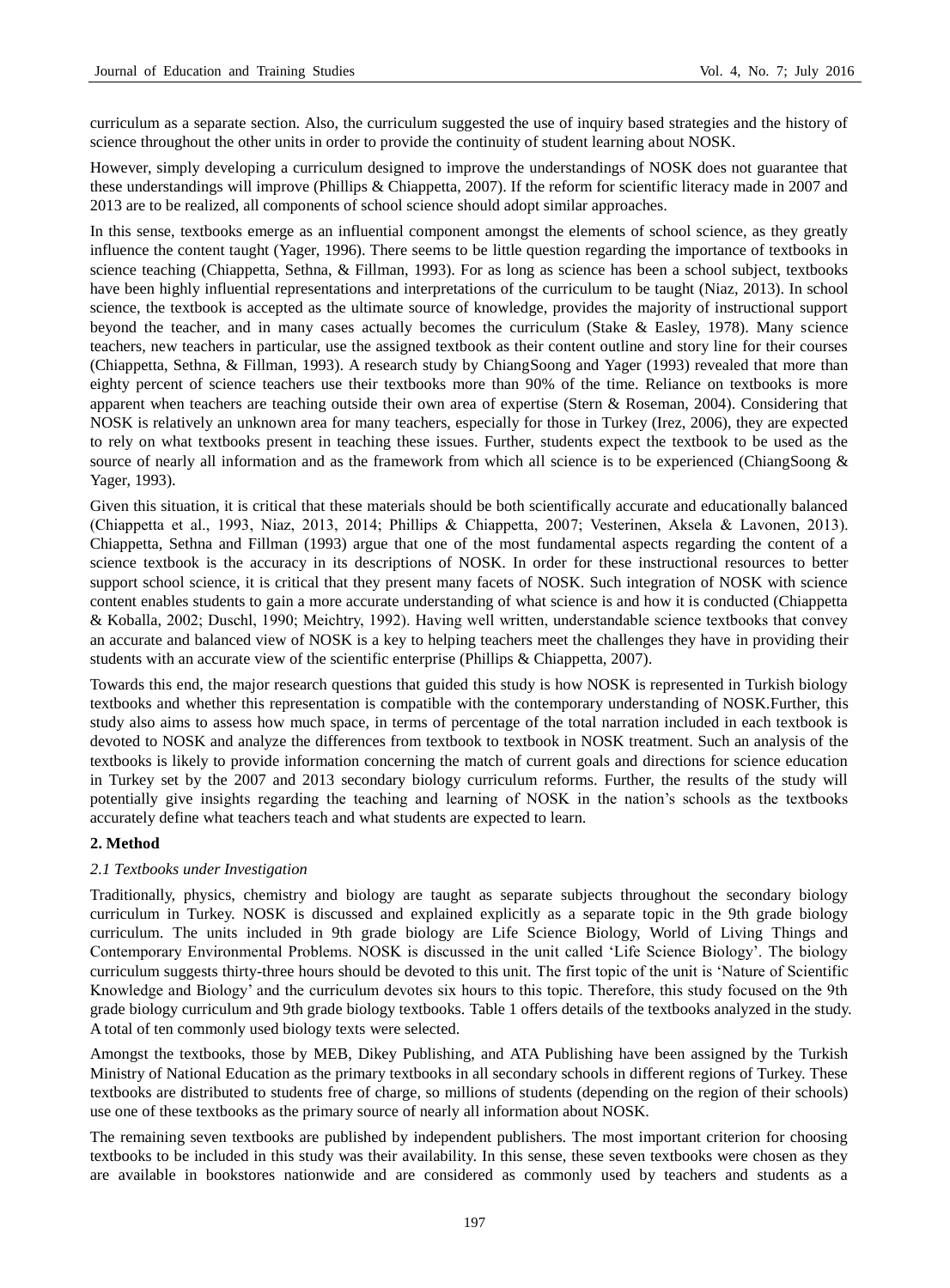curriculum as a separate section. Also, the curriculum suggested the use of inquiry based strategies and the history of science throughout the other units in order to provide the continuity of student learning about NOSK.

However, simply developing a curriculum designed to improve the understandings of NOSK does not guarantee that these understandings will improve (Phillips & Chiappetta, 2007). If the reform for scientific literacy made in 2007 and 2013 are to be realized, all components of school science should adopt similar approaches.

In this sense, textbooks emerge as an influential component amongst the elements of school science, as they greatly influence the content taught (Yager, 1996). There seems to be little question regarding the importance of textbooks in science teaching (Chiappetta, Sethna, & Fillman, 1993). For as long as science has been a school subject, textbooks have been highly influential representations and interpretations of the curriculum to be taught (Niaz, 2013). In school science, the textbook is accepted as the ultimate source of knowledge, provides the majority of instructional support beyond the teacher, and in many cases actually becomes the curriculum (Stake & Easley, 1978). Many science teachers, new teachers in particular, use the assigned textbook as their content outline and story line for their courses (Chiappetta, Sethna, & Fillman, 1993). A research study by ChiangSoong and Yager (1993) revealed that more than eighty percent of science teachers use their textbooks more than 90% of the time. Reliance on textbooks is more apparent when teachers are teaching outside their own area of expertise (Stern & Roseman, 2004). Considering that NOSK is relatively an unknown area for many teachers, especially for those in Turkey (Irez, 2006), they are expected to rely on what textbooks present in teaching these issues. Further, students expect the textbook to be used as the source of nearly all information and as the framework from which all science is to be experienced (ChiangSoong & Yager, 1993).

Given this situation, it is critical that these materials should be both scientifically accurate and educationally balanced (Chiappetta et al., 1993, Niaz, 2013, 2014; Phillips & Chiappetta, 2007; Vesterinen, Aksela & Lavonen, 2013). Chiappetta, Sethna and Fillman (1993) argue that one of the most fundamental aspects regarding the content of a science textbook is the accuracy in its descriptions of NOSK. In order for these instructional resources to better support school science, it is critical that they present many facets of NOSK. Such integration of NOSK with science content enables students to gain a more accurate understanding of what science is and how it is conducted (Chiappetta & Koballa, 2002; Duschl, 1990; Meichtry, 1992). Having well written, understandable science textbooks that convey an accurate and balanced view of NOSK is a key to helping teachers meet the challenges they have in providing their students with an accurate view of the scientific enterprise (Phillips & Chiappetta, 2007).

Towards this end, the major research questions that guided this study is how NOSK is represented in Turkish biology textbooks and whether this representation is compatible with the contemporary understanding of NOSK.Further, this study also aims to assess how much space, in terms of percentage of the total narration included in each textbook is devoted to NOSK and analyze the differences from textbook to textbook in NOSK treatment. Such an analysis of the textbooks is likely to provide information concerning the match of current goals and directions for science education in Turkey set by the 2007 and 2013 secondary biology curriculum reforms. Further, the results of the study will potentially give insights regarding the teaching and learning of NOSK in the nation's schools as the textbooks accurately define what teachers teach and what students are expected to learn.

## 2. Method

### *2.1 Textbooks under Investigation*

Traditionally, physics, chemistry and biology are taught as separate subjects throughout the secondary biology curriculum in Turkey. NOSK is discussed and explained explicitly as a separate topic in the 9th grade biology curriculum. The units included in 9th grade biology are Life Science Biology, World of Living Things and Contemporary Environmental Problems. NOSK is discussed in the unit called 'Life Science Biology'. The biology curriculum suggests thirty-three hours should be devoted to this unit. The first topic of the unit is 'Nature of Scientific Knowledge and Biology' and the curriculum devotes six hours to this topic. Therefore, this study focused on the 9th grade biology curriculum and 9th grade biology textbooks. Table 1 offers details of the textbooks analyzed in the study. A total of ten commonly used biology texts were selected.

Amongst the textbooks, those by MEB, Dikey Publishing, and ATA Publishing have been assigned by the Turkish Ministry of National Education as the primary textbooks in all secondary schools in different regions of Turkey. These textbooks are distributed to students free of charge, so millions of students (depending on the region of their schools) use one of these textbooks as the primary source of nearly all information about NOSK.

The remaining seven textbooks are published by independent publishers. The most important criterion for choosing textbooks to be included in this study was their availability. In this sense, these seven textbooks were chosen as they are available in bookstores nationwide and are considered as commonly used by teachers and students as a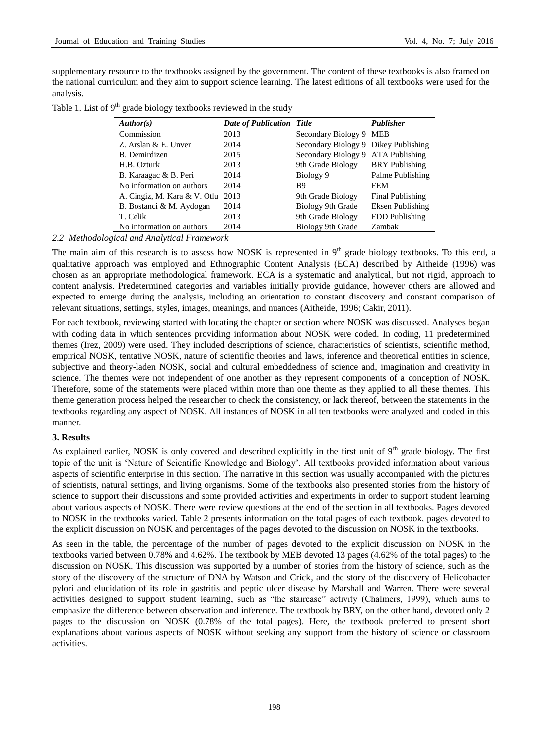supplementary resource to the textbooks assigned by the government. The content of these textbooks is also framed on the national curriculum and they aim to support science learning. The latest editions of all textbooks were used for the analysis.

Table 1. List of 9th grade biology textbooks reviewed in the study

| *Author(s)* | *Date of Publication* | *Title* | *Publisher* |
|---|---|---|---|
| Commission | 2013 | Secondary Biology 9 | MEB |
| Z. Arslan & E. Unver | 2014 | Secondary Biology 9 | Dikey Publishing |
| B. Demirdizen | 2015 | Secondary Biology 9 | ATA Publishing |
| H.B. Ozturk | 2013 | 9th Grade Biology | BRY Publishing |
| B. Karaagac & B. Peri | 2014 | Biology 9 | Palme Publishing |
| No information on authors | 2014 | B9 | FEM |
| A. Cingiz, M. Kara & V. Otlu | 2013 | 9th Grade Biology | Final Publishing |
| B. Bostanci & M. Aydogan | 2014 | Biology 9th Grade | Eksen Publishing |
| T. Celik | 2013 | 9th Grade Biology | FDD Publishing |
| No information on authors | 2014 | Biology 9th Grade | Zambak |

### *2.2 Methodological and Analytical Framework*

The main aim of this research is to assess how NOSK is represented in 9th grade biology textbooks. To this end, a qualitative approach was employed and Ethnographic Content Analysis (ECA) described by Aitheide (1996) was chosen as an appropriate methodological framework. ECA is a systematic and analytical, but not rigid, approach to content analysis. Predetermined categories and variables initially provide guidance, however others are allowed and expected to emerge during the analysis, including an orientation to constant discovery and constant comparison of relevant situations, settings, styles, images, meanings, and nuances (Aitheide, 1996; Cakir, 2011).

For each textbook, reviewing started with locating the chapter or section where NOSK was discussed. Analyses began with coding data in which sentences providing information about NOSK were coded. In coding, 11 predetermined themes (Irez, 2009) were used. They included descriptions of science, characteristics of scientists, scientific method, empirical NOSK, tentative NOSK, nature of scientific theories and laws, inference and theoretical entities in science, subjective and theory-laden NOSK, social and cultural embeddedness of science and, imagination and creativity in science. The themes were not independent of one another as they represent components of a conception of NOSK. Therefore, some of the statements were placed within more than one theme as they applied to all these themes. This theme generation process helped the researcher to check the consistency, or lack thereof, between the statements in the textbooks regarding any aspect of NOSK. All instances of NOSK in all ten textbooks were analyzed and coded in this manner.

## 3. Results

As explained earlier, NOSK is only covered and described explicitly in the first unit of 9th grade biology. The first topic of the unit is 'Nature of Scientific Knowledge and Biology'. All textbooks provided information about various aspects of scientific enterprise in this section. The narrative in this section was usually accompanied with the pictures of scientists, natural settings, and living organisms. Some of the textbooks also presented stories from the history of science to support their discussions and some provided activities and experiments in order to support student learning about various aspects of NOSK. There were review questions at the end of the section in all textbooks. Pages devoted to NOSK in the textbooks varied. Table 2 presents information on the total pages of each textbook, pages devoted to the explicit discussion on NOSK and percentages of the pages devoted to the discussion on NOSK in the textbooks.

As seen in the table, the percentage of the number of pages devoted to the explicit discussion on NOSK in the textbooks varied between 0.78% and 4.62%. The textbook by MEB devoted 13 pages (4.62% of the total pages) to the discussion on NOSK. This discussion was supported by a number of stories from the history of science, such as the story of the discovery of the structure of DNA by Watson and Crick, and the story of the discovery of Helicobacter pylori and elucidation of its role in gastritis and peptic ulcer disease by Marshall and Warren. There were several activities designed to support student learning, such as "the staircase" activity (Chalmers, 1999), which aims to emphasize the difference between observation and inference. The textbook by BRY, on the other hand, devoted only 2 pages to the discussion on NOSK (0.78% of the total pages). Here, the textbook preferred to present short explanations about various aspects of NOSK without seeking any support from the history of science or classroom activities.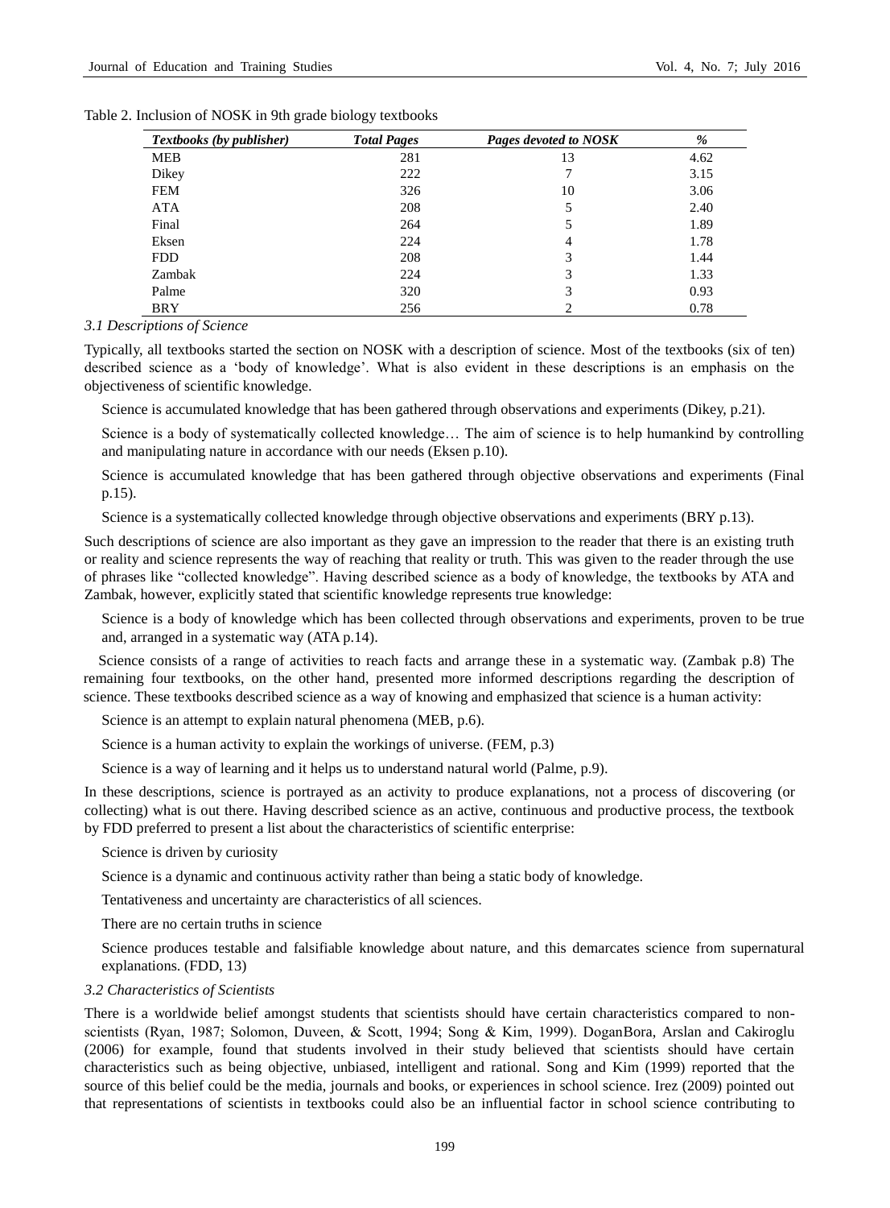Table 2. Inclusion of NOSK in 9th grade biology textbooks

| *Textbooks (by publisher)* | *Total Pages* | *Pages devoted to NOSK* | *%* |
|---|---|---|---|
| MEB | 281 | 13 | 4.62 |
| Dikey | 222 | 7 | 3.15 |
| FEM | 326 | 10 | 3.06 |
| ATA | 208 | 5 | 2.40 |
| Final | 264 | 5 | 1.89 |
| Eksen | 224 | 4 | 1.78 |
| FDD | 208 | 3 | 1.44 |
| Zambak | 224 | 3 | 1.33 |
| Palme | 320 | 3 | 0.93 |
| BRY | 256 | 2 | 0.78 |

### *3.1 Descriptions of Science*

Typically, all textbooks started the section on NOSK with a description of science. Most of the textbooks (six of ten) described science as a 'body of knowledge'. What is also evident in these descriptions is an emphasis on the objectiveness of scientific knowledge.

> Science is accumulated knowledge that has been gathered through observations and experiments (Dikey, p.21).
>
> Science is a body of systematically collected knowledge… The aim of science is to help humankind by controlling and manipulating nature in accordance with our needs (Eksen p.10).
>
> Science is accumulated knowledge that has been gathered through objective observations and experiments (Final p.15).
>
> Science is a systematically collected knowledge through objective observations and experiments (BRY p.13).

Such descriptions of science are also important as they gave an impression to the reader that there is an existing truth or reality and science represents the way of reaching that reality or truth. This was given to the reader through the use of phrases like "collected knowledge". Having described science as a body of knowledge, the textbooks by ATA and Zambak, however, explicitly stated that scientific knowledge represents true knowledge:

> Science is a body of knowledge which has been collected through observations and experiments, proven to be true and, arranged in a systematic way (ATA p.14).
>
> Science consists of a range of activities to reach facts and arrange these in a systematic way. (Zambak p.8)

The remaining four textbooks, on the other hand, presented more informed descriptions regarding the description of science. These textbooks described science as a way of knowing and emphasized that science is a human activity:

> Science is an attempt to explain natural phenomena (MEB, p.6).
>
> Science is a human activity to explain the workings of universe. (FEM, p.3)
>
> Science is a way of learning and it helps us to understand natural world (Palme, p.9).

In these descriptions, science is portrayed as an activity to produce explanations, not a process of discovering (or collecting) what is out there. Having described science as an active, continuous and productive process, the textbook by FDD preferred to present a list about the characteristics of scientific enterprise:

> Science is driven by curiosity
>
> Science is a dynamic and continuous activity rather than being a static body of knowledge.
>
> Tentativeness and uncertainty are characteristics of all sciences.
>
> There are no certain truths in science
>
> Science produces testable and falsifiable knowledge about nature, and this demarcates science from supernatural explanations. (FDD, 13)

### *3.2 Characteristics of Scientists*

There is a worldwide belief amongst students that scientists should have certain characteristics compared to non-scientists (Ryan, 1987; Solomon, Duveen, & Scott, 1994; Song & Kim, 1999). DoganBora, Arslan and Cakiroglu (2006) for example, found that students involved in their study believed that scientists should have certain characteristics such as being objective, unbiased, intelligent and rational. Song and Kim (1999) reported that the source of this belief could be the media, journals and books, or experiences in school science. Irez (2009) pointed out that representations of scientists in textbooks could also be an influential factor in school science contributing to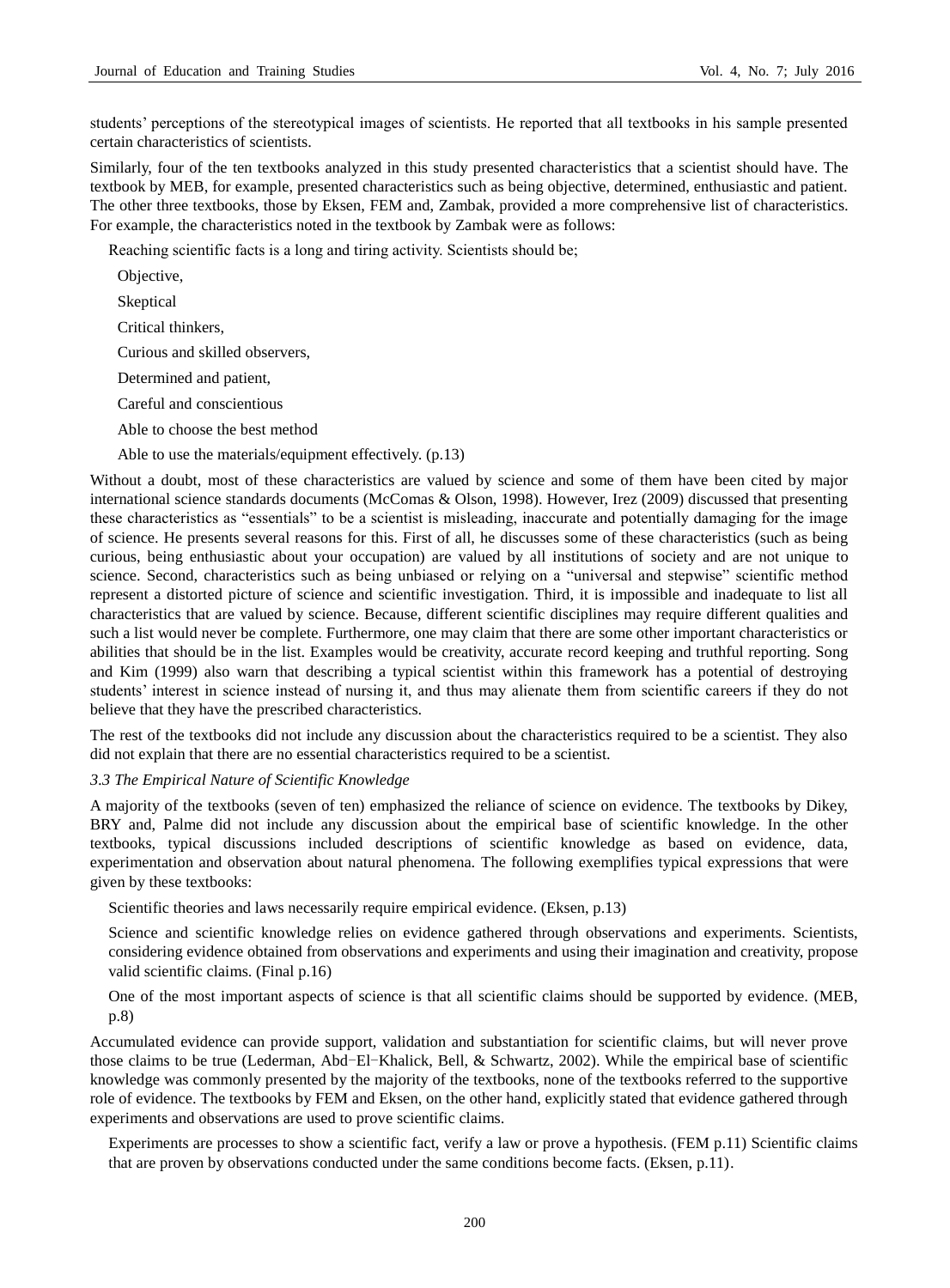students' perceptions of the stereotypical images of scientists. He reported that all textbooks in his sample presented certain characteristics of scientists.

Similarly, four of the ten textbooks analyzed in this study presented characteristics that a scientist should have. The textbook by MEB, for example, presented characteristics such as being objective, determined, enthusiastic and patient. The other three textbooks, those by Eksen, FEM and, Zambak, provided a more comprehensive list of characteristics. For example, the characteristics noted in the textbook by Zambak were as follows:

> Reaching scientific facts is a long and tiring activity. Scientists should be;
>
> Objective,
>
> Skeptical
>
> Critical thinkers,
>
> Curious and skilled observers,
>
> Determined and patient,
>
> Careful and conscientious
>
> Able to choose the best method
>
> Able to use the materials/equipment effectively. (p.13)

Without a doubt, most of these characteristics are valued by science and some of them have been cited by major international science standards documents (McComas & Olson, 1998). However, Irez (2009) discussed that presenting these characteristics as "essentials" to be a scientist is misleading, inaccurate and potentially damaging for the image of science. He presents several reasons for this. First of all, he discusses some of these characteristics (such as being curious, being enthusiastic about your occupation) are valued by all institutions of society and are not unique to science. Second, characteristics such as being unbiased or relying on a "universal and stepwise" scientific method represent a distorted picture of science and scientific investigation. Third, it is impossible and inadequate to list all characteristics that are valued by science. Because, different scientific disciplines may require different qualities and such a list would never be complete. Furthermore, one may claim that there are some other important characteristics or abilities that should be in the list. Examples would be creativity, accurate record keeping and truthful reporting. Song and Kim (1999) also warn that describing a typical scientist within this framework has a potential of destroying students' interest in science instead of nursing it, and thus may alienate them from scientific careers if they do not believe that they have the prescribed characteristics.

The rest of the textbooks did not include any discussion about the characteristics required to be a scientist. They also did not explain that there are no essential characteristics required to be a scientist.

### *3.3 The Empirical Nature of Scientific Knowledge*

A majority of the textbooks (seven of ten) emphasized the reliance of science on evidence. The textbooks by Dikey, BRY and, Palme did not include any discussion about the empirical base of scientific knowledge. In the other textbooks, typical discussions included descriptions of scientific knowledge as based on evidence, data, experimentation and observation about natural phenomena. The following exemplifies typical expressions that were given by these textbooks:

> Scientific theories and laws necessarily require empirical evidence. (Eksen, p.13)
>
> Science and scientific knowledge relies on evidence gathered through observations and experiments. Scientists, considering evidence obtained from observations and experiments and using their imagination and creativity, propose valid scientific claims. (Final p.16)
>
> One of the most important aspects of science is that all scientific claims should be supported by evidence. (MEB, p.8)

Accumulated evidence can provide support, validation and substantiation for scientific claims, but will never prove those claims to be true (Lederman, Abd-El-Khalick, Bell, & Schwartz, 2002). While the empirical base of scientific knowledge was commonly presented by the majority of the textbooks, none of the textbooks referred to the supportive role of evidence. The textbooks by FEM and Eksen, on the other hand, explicitly stated that evidence gathered through experiments and observations are used to prove scientific claims.

> Experiments are processes to show a scientific fact, verify a law or prove a hypothesis. (FEM p.11) Scientific claims that are proven by observations conducted under the same conditions become facts. (Eksen, p.11).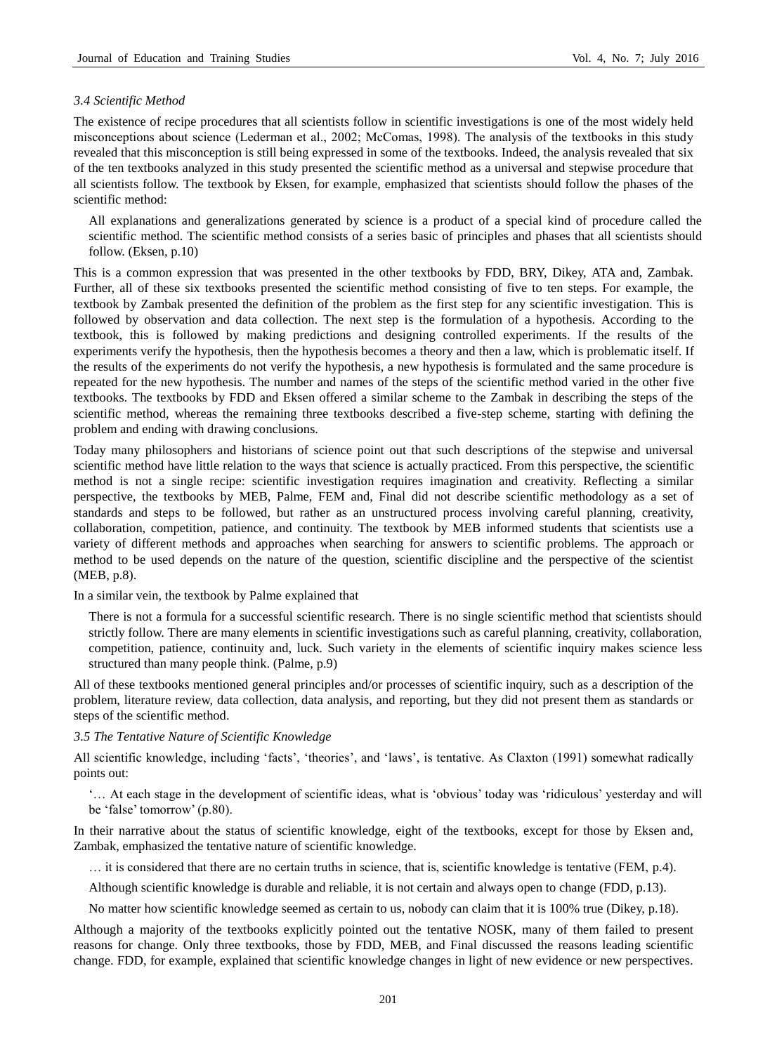### *3.4 Scientific Method*

The existence of recipe procedures that all scientists follow in scientific investigations is one of the most widely held misconceptions about science (Lederman et al., 2002; McComas, 1998). The analysis of the textbooks in this study revealed that this misconception is still being expressed in some of the textbooks. Indeed, the analysis revealed that six of the ten textbooks analyzed in this study presented the scientific method as a universal and stepwise procedure that all scientists follow. The textbook by Eksen, for example, emphasized that scientists should follow the phases of the scientific method:

> All explanations and generalizations generated by science is a product of a special kind of procedure called the scientific method. The scientific method consists of a series basic of principles and phases that all scientists should follow. (Eksen, p.10)

This is a common expression that was presented in the other textbooks by FDD, BRY, Dikey, ATA and, Zambak. Further, all of these six textbooks presented the scientific method consisting of five to ten steps. For example, the textbook by Zambak presented the definition of the problem as the first step for any scientific investigation. This is followed by observation and data collection. The next step is the formulation of a hypothesis. According to the textbook, this is followed by making predictions and designing controlled experiments. If the results of the experiments verify the hypothesis, then the hypothesis becomes a theory and then a law, which is problematic itself. If the results of the experiments do not verify the hypothesis, a new hypothesis is formulated and the same procedure is repeated for the new hypothesis. The number and names of the steps of the scientific method varied in the other five textbooks. The textbooks by FDD and Eksen offered a similar scheme to the Zambak in describing the steps of the scientific method, whereas the remaining three textbooks described a five-step scheme, starting with defining the problem and ending with drawing conclusions.

Today many philosophers and historians of science point out that such descriptions of the stepwise and universal scientific method have little relation to the ways that science is actually practiced. From this perspective, the scientific method is not a single recipe: scientific investigation requires imagination and creativity. Reflecting a similar perspective, the textbooks by MEB, Palme, FEM and, Final did not describe scientific methodology as a set of standards and steps to be followed, but rather as an unstructured process involving careful planning, creativity, collaboration, competition, patience, and continuity. The textbook by MEB informed students that scientists use a variety of different methods and approaches when searching for answers to scientific problems. The approach or method to be used depends on the nature of the question, scientific discipline and the perspective of the scientist (MEB, p.8).

In a similar vein, the textbook by Palme explained that

> There is not a formula for a successful scientific research. There is no single scientific method that scientists should strictly follow. There are many elements in scientific investigations such as careful planning, creativity, collaboration, competition, patience, continuity and, luck. Such variety in the elements of scientific inquiry makes science less structured than many people think. (Palme, p.9)

All of these textbooks mentioned general principles and/or processes of scientific inquiry, such as a description of the problem, literature review, data collection, data analysis, and reporting, but they did not present them as standards or steps of the scientific method.

### *3.5 The Tentative Nature of Scientific Knowledge*

All scientific knowledge, including 'facts', 'theories', and 'laws', is tentative. As Claxton (1991) somewhat radically points out:

> '… At each stage in the development of scientific ideas, what is 'obvious' today was 'ridiculous' yesterday and will be 'false' tomorrow' (p.80).

In their narrative about the status of scientific knowledge, eight of the textbooks, except for those by Eksen and, Zambak, emphasized the tentative nature of scientific knowledge.

> … it is considered that there are no certain truths in science, that is, scientific knowledge is tentative (FEM, p.4).
>
> Although scientific knowledge is durable and reliable, it is not certain and always open to change (FDD, p.13).
>
> No matter how scientific knowledge seemed as certain to us, nobody can claim that it is 100% true (Dikey, p.18).

Although a majority of the textbooks explicitly pointed out the tentative NOSK, many of them failed to present reasons for change. Only three textbooks, those by FDD, MEB, and Final discussed the reasons leading scientific change. FDD, for example, explained that scientific knowledge changes in light of new evidence or new perspectives.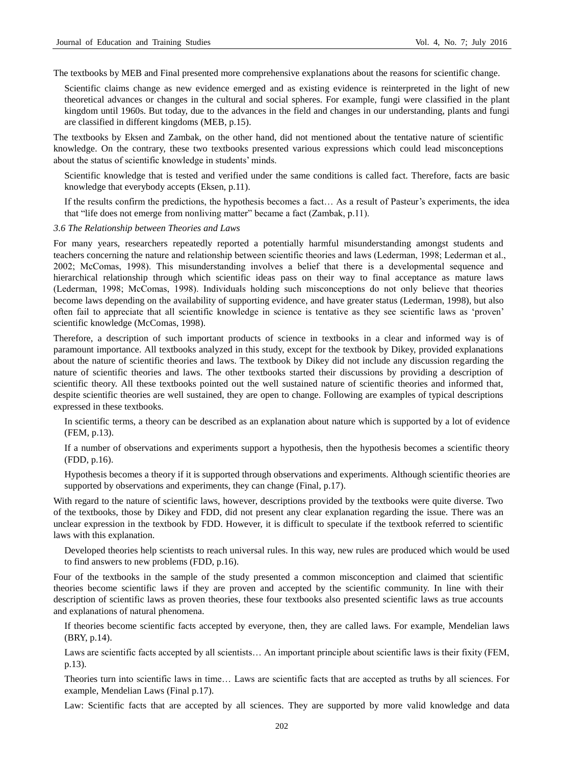The textbooks by MEB and Final presented more comprehensive explanations about the reasons for scientific change.

> Scientific claims change as new evidence emerged and as existing evidence is reinterpreted in the light of new theoretical advances or changes in the cultural and social spheres. For example, fungi were classified in the plant kingdom until 1960s. But today, due to the advances in the field and changes in our understanding, plants and fungi are classified in different kingdoms (MEB, p.15).

The textbooks by Eksen and Zambak, on the other hand, did not mentioned about the tentative nature of scientific knowledge. On the contrary, these two textbooks presented various expressions which could lead misconceptions about the status of scientific knowledge in students' minds.

> Scientific knowledge that is tested and verified under the same conditions is called fact. Therefore, facts are basic knowledge that everybody accepts (Eksen, p.11).

> If the results confirm the predictions, the hypothesis becomes a fact… As a result of Pasteur's experiments, the idea that "life does not emerge from nonliving matter" became a fact (Zambak, p.11).

### *3.6 The Relationship between Theories and Laws*

For many years, researchers repeatedly reported a potentially harmful misunderstanding amongst students and teachers concerning the nature and relationship between scientific theories and laws (Lederman, 1998; Lederman et al., 2002; McComas, 1998). This misunderstanding involves a belief that there is a developmental sequence and hierarchical relationship through which scientific ideas pass on their way to final acceptance as mature laws (Lederman, 1998; McComas, 1998). Individuals holding such misconceptions do not only believe that theories become laws depending on the availability of supporting evidence, and have greater status (Lederman, 1998), but also often fail to appreciate that all scientific knowledge in science is tentative as they see scientific laws as 'proven' scientific knowledge (McComas, 1998).

Therefore, a description of such important products of science in textbooks in a clear and informed way is of paramount importance. All textbooks analyzed in this study, except for the textbook by Dikey, provided explanations about the nature of scientific theories and laws. The textbook by Dikey did not include any discussion regarding the nature of scientific theories and laws. The other textbooks started their discussions by providing a description of scientific theory. All these textbooks pointed out the well sustained nature of scientific theories and informed that, despite scientific theories are well sustained, they are open to change. Following are examples of typical descriptions expressed in these textbooks.

> In scientific terms, a theory can be described as an explanation about nature which is supported by a lot of evidence (FEM, p.13).

> If a number of observations and experiments support a hypothesis, then the hypothesis becomes a scientific theory (FDD, p.16).

> Hypothesis becomes a theory if it is supported through observations and experiments. Although scientific theories are supported by observations and experiments, they can change (Final, p.17).

With regard to the nature of scientific laws, however, descriptions provided by the textbooks were quite diverse. Two of the textbooks, those by Dikey and FDD, did not present any clear explanation regarding the issue. There was an unclear expression in the textbook by FDD. However, it is difficult to speculate if the textbook referred to scientific laws with this explanation.

> Developed theories help scientists to reach universal rules. In this way, new rules are produced which would be used to find answers to new problems (FDD, p.16).

Four of the textbooks in the sample of the study presented a common misconception and claimed that scientific theories become scientific laws if they are proven and accepted by the scientific community. In line with their description of scientific laws as proven theories, these four textbooks also presented scientific laws as true accounts and explanations of natural phenomena.

> If theories become scientific facts accepted by everyone, then, they are called laws. For example, Mendelian laws (BRY, p.14).

> Laws are scientific facts accepted by all scientists… An important principle about scientific laws is their fixity (FEM, p.13).

> Theories turn into scientific laws in time… Laws are scientific facts that are accepted as truths by all sciences. For example, Mendelian Laws (Final p.17).

> Law: Scientific facts that are accepted by all sciences. They are supported by more valid knowledge and data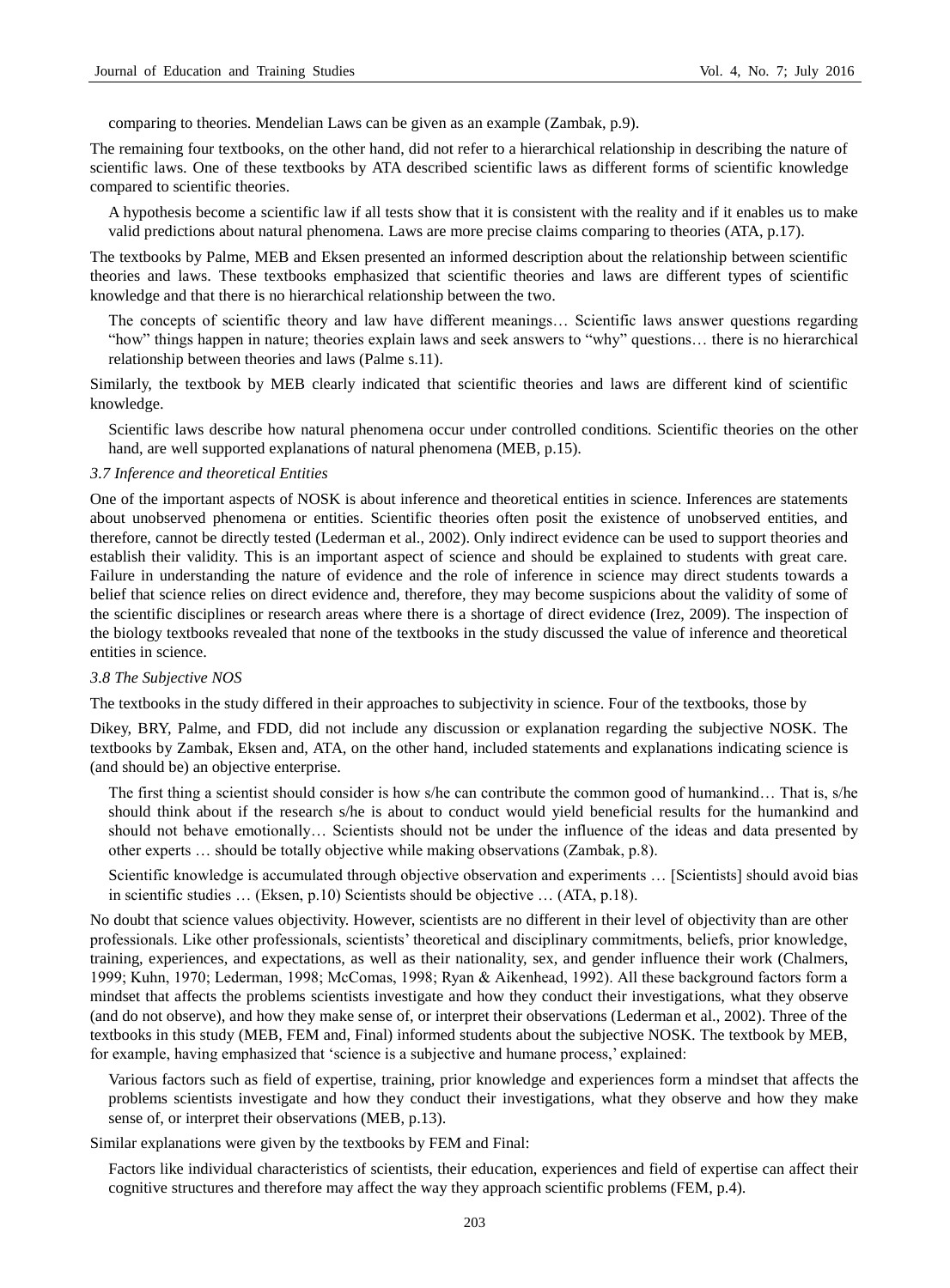comparing to theories. Mendelian Laws can be given as an example (Zambak, p.9).

The remaining four textbooks, on the other hand, did not refer to a hierarchical relationship in describing the nature of scientific laws. One of these textbooks by ATA described scientific laws as different forms of scientific knowledge compared to scientific theories.

> A hypothesis become a scientific law if all tests show that it is consistent with the reality and if it enables us to make valid predictions about natural phenomena. Laws are more precise claims comparing to theories (ATA, p.17).

The textbooks by Palme, MEB and Eksen presented an informed description about the relationship between scientific theories and laws. These textbooks emphasized that scientific theories and laws are different types of scientific knowledge and that there is no hierarchical relationship between the two.

> The concepts of scientific theory and law have different meanings… Scientific laws answer questions regarding "how" things happen in nature; theories explain laws and seek answers to "why" questions… there is no hierarchical relationship between theories and laws (Palme s.11).

Similarly, the textbook by MEB clearly indicated that scientific theories and laws are different kind of scientific knowledge.

> Scientific laws describe how natural phenomena occur under controlled conditions. Scientific theories on the other hand, are well supported explanations of natural phenomena (MEB, p.15).

### *3.7 Inference and theoretical Entities*

One of the important aspects of NOSK is about inference and theoretical entities in science. Inferences are statements about unobserved phenomena or entities. Scientific theories often posit the existence of unobserved entities, and therefore, cannot be directly tested (Lederman et al., 2002). Only indirect evidence can be used to support theories and establish their validity. This is an important aspect of science and should be explained to students with great care. Failure in understanding the nature of evidence and the role of inference in science may direct students towards a belief that science relies on direct evidence and, therefore, they may become suspicions about the validity of some of the scientific disciplines or research areas where there is a shortage of direct evidence (Irez, 2009). The inspection of the biology textbooks revealed that none of the textbooks in the study discussed the value of inference and theoretical entities in science.

### *3.8 The Subjective NOS*

The textbooks in the study differed in their approaches to subjectivity in science. Four of the textbooks, those by

Dikey, BRY, Palme, and FDD, did not include any discussion or explanation regarding the subjective NOSK. The textbooks by Zambak, Eksen and, ATA, on the other hand, included statements and explanations indicating science is (and should be) an objective enterprise.

> The first thing a scientist should consider is how s/he can contribute the common good of humankind… That is, s/he should think about if the research s/he is about to conduct would yield beneficial results for the humankind and should not behave emotionally… Scientists should not be under the influence of the ideas and data presented by other experts … should be totally objective while making observations (Zambak, p.8).

> Scientific knowledge is accumulated through objective observation and experiments … [Scientists] should avoid bias in scientific studies … (Eksen, p.10) Scientists should be objective … (ATA, p.18).

No doubt that science values objectivity. However, scientists are no different in their level of objectivity than are other professionals. Like other professionals, scientists' theoretical and disciplinary commitments, beliefs, prior knowledge, training, experiences, and expectations, as well as their nationality, sex, and gender influence their work (Chalmers, 1999; Kuhn, 1970; Lederman, 1998; McComas, 1998; Ryan & Aikenhead, 1992). All these background factors form a mindset that affects the problems scientists investigate and how they conduct their investigations, what they observe (and do not observe), and how they make sense of, or interpret their observations (Lederman et al., 2002). Three of the textbooks in this study (MEB, FEM and, Final) informed students about the subjective NOSK. The textbook by MEB, for example, having emphasized that 'science is a subjective and humane process,' explained:

> Various factors such as field of expertise, training, prior knowledge and experiences form a mindset that affects the problems scientists investigate and how they conduct their investigations, what they observe and how they make sense of, or interpret their observations (MEB, p.13).

Similar explanations were given by the textbooks by FEM and Final:

> Factors like individual characteristics of scientists, their education, experiences and field of expertise can affect their cognitive structures and therefore may affect the way they approach scientific problems (FEM, p.4).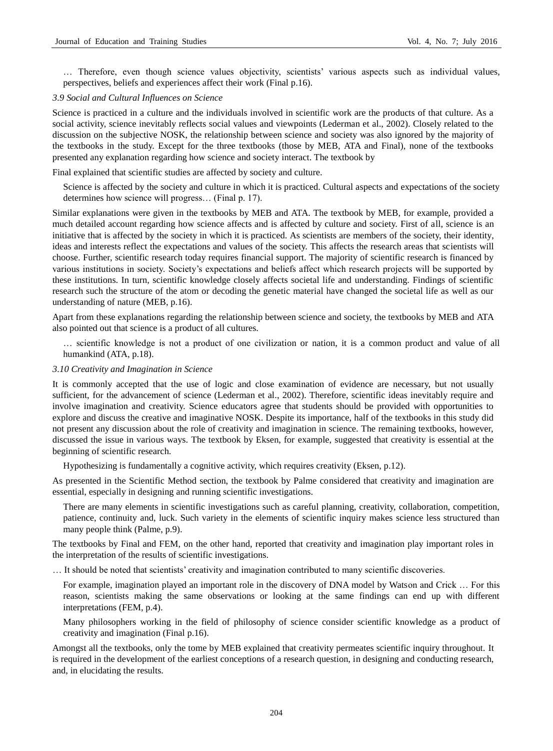> … Therefore, even though science values objectivity, scientists' various aspects such as individual values, perspectives, beliefs and experiences affect their work (Final p.16).

### *3.9 Social and Cultural Influences on Science*

Science is practiced in a culture and the individuals involved in scientific work are the products of that culture. As a social activity, science inevitably reflects social values and viewpoints (Lederman et al., 2002). Closely related to the discussion on the subjective NOSK, the relationship between science and society was also ignored by the majority of the textbooks in the study. Except for the three textbooks (those by MEB, ATA and Final), none of the textbooks presented any explanation regarding how science and society interact. The textbook by

Final explained that scientific studies are affected by society and culture.

> Science is affected by the society and culture in which it is practiced. Cultural aspects and expectations of the society determines how science will progress… (Final p. 17).

Similar explanations were given in the textbooks by MEB and ATA. The textbook by MEB, for example, provided a much detailed account regarding how science affects and is affected by culture and society. First of all, science is an initiative that is affected by the society in which it is practiced. As scientists are members of the society, their identity, ideas and interests reflect the expectations and values of the society. This affects the research areas that scientists will choose. Further, scientific research today requires financial support. The majority of scientific research is financed by various institutions in society. Society's expectations and beliefs affect which research projects will be supported by these institutions. In turn, scientific knowledge closely affects societal life and understanding. Findings of scientific research such the structure of the atom or decoding the genetic material have changed the societal life as well as our understanding of nature (MEB, p.16).

Apart from these explanations regarding the relationship between science and society, the textbooks by MEB and ATA also pointed out that science is a product of all cultures.

> … scientific knowledge is not a product of one civilization or nation, it is a common product and value of all humankind (ATA, p.18).

### *3.10 Creativity and Imagination in Science*

It is commonly accepted that the use of logic and close examination of evidence are necessary, but not usually sufficient, for the advancement of science (Lederman et al., 2002). Therefore, scientific ideas inevitably require and involve imagination and creativity. Science educators agree that students should be provided with opportunities to explore and discuss the creative and imaginative NOSK. Despite its importance, half of the textbooks in this study did not present any discussion about the role of creativity and imagination in science. The remaining textbooks, however, discussed the issue in various ways. The textbook by Eksen, for example, suggested that creativity is essential at the beginning of scientific research.

> Hypothesizing is fundamentally a cognitive activity, which requires creativity (Eksen, p.12).

As presented in the Scientific Method section, the textbook by Palme considered that creativity and imagination are essential, especially in designing and running scientific investigations.

> There are many elements in scientific investigations such as careful planning, creativity, collaboration, competition, patience, continuity and, luck. Such variety in the elements of scientific inquiry makes science less structured than many people think (Palme, p.9).

The textbooks by Final and FEM, on the other hand, reported that creativity and imagination play important roles in the interpretation of the results of scientific investigations.

… It should be noted that scientists' creativity and imagination contributed to many scientific discoveries.

> For example, imagination played an important role in the discovery of DNA model by Watson and Crick … For this reason, scientists making the same observations or looking at the same findings can end up with different interpretations (FEM, p.4).

> Many philosophers working in the field of philosophy of science consider scientific knowledge as a product of creativity and imagination (Final p.16).

Amongst all the textbooks, only the tome by MEB explained that creativity permeates scientific inquiry throughout. It is required in the development of the earliest conceptions of a research question, in designing and conducting research, and, in elucidating the results.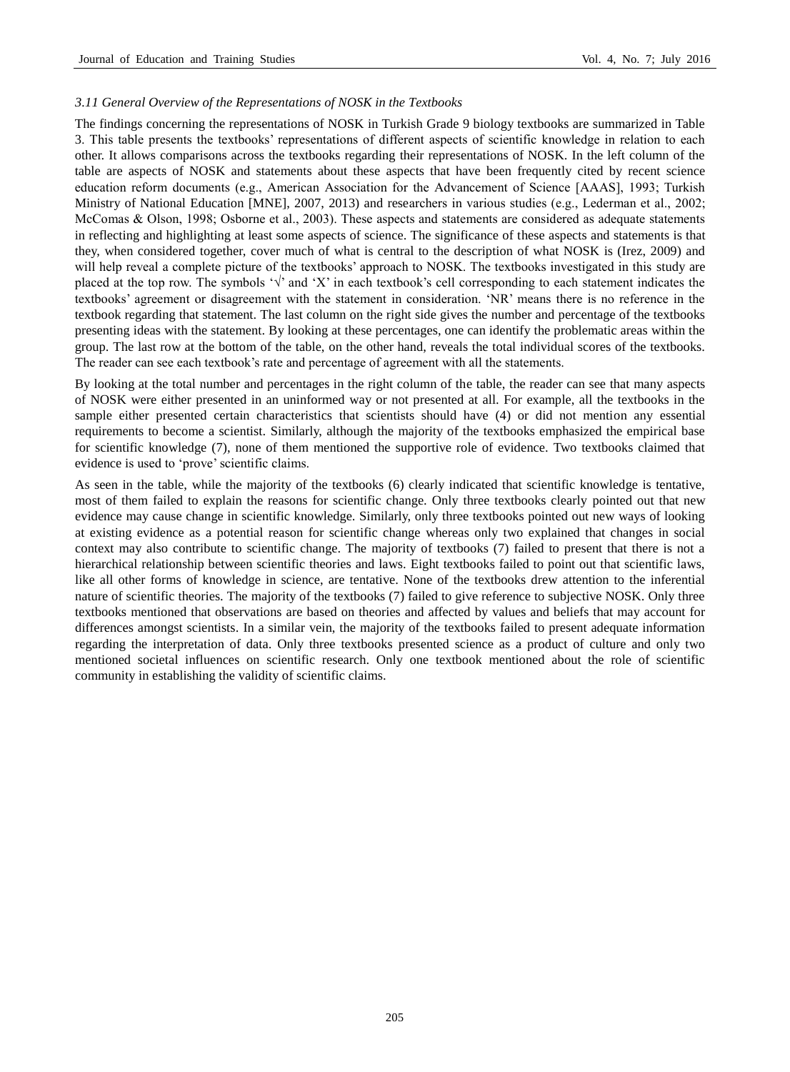### *3.11 General Overview of the Representations of NOSK in the Textbooks*

The findings concerning the representations of NOSK in Turkish Grade 9 biology textbooks are summarized in Table 3. This table presents the textbooks' representations of different aspects of scientific knowledge in relation to each other. It allows comparisons across the textbooks regarding their representations of NOSK. In the left column of the table are aspects of NOSK and statements about these aspects that have been frequently cited by recent science education reform documents (e.g., American Association for the Advancement of Science [AAAS], 1993; Turkish Ministry of National Education [MNE], 2007, 2013) and researchers in various studies (e.g., Lederman et al., 2002; McComas & Olson, 1998; Osborne et al., 2003). These aspects and statements are considered as adequate statements in reflecting and highlighting at least some aspects of science. The significance of these aspects and statements is that they, when considered together, cover much of what is central to the description of what NOSK is (Irez, 2009) and will help reveal a complete picture of the textbooks' approach to NOSK. The textbooks investigated in this study are placed at the top row. The symbols '√' and 'X' in each textbook's cell corresponding to each statement indicates the textbooks' agreement or disagreement with the statement in consideration. 'NR' means there is no reference in the textbook regarding that statement. The last column on the right side gives the number and percentage of the textbooks presenting ideas with the statement. By looking at these percentages, one can identify the problematic areas within the group. The last row at the bottom of the table, on the other hand, reveals the total individual scores of the textbooks. The reader can see each textbook's rate and percentage of agreement with all the statements.

By looking at the total number and percentages in the right column of the table, the reader can see that many aspects of NOSK were either presented in an uninformed way or not presented at all. For example, all the textbooks in the sample either presented certain characteristics that scientists should have (4) or did not mention any essential requirements to become a scientist. Similarly, although the majority of the textbooks emphasized the empirical base for scientific knowledge (7), none of them mentioned the supportive role of evidence. Two textbooks claimed that evidence is used to 'prove' scientific claims.

As seen in the table, while the majority of the textbooks (6) clearly indicated that scientific knowledge is tentative, most of them failed to explain the reasons for scientific change. Only three textbooks clearly pointed out that new evidence may cause change in scientific knowledge. Similarly, only three textbooks pointed out new ways of looking at existing evidence as a potential reason for scientific change whereas only two explained that changes in social context may also contribute to scientific change. The majority of textbooks (7) failed to present that there is not a hierarchical relationship between scientific theories and laws. Eight textbooks failed to point out that scientific laws, like all other forms of knowledge in science, are tentative. None of the textbooks drew attention to the inferential nature of scientific theories. The majority of the textbooks (7) failed to give reference to subjective NOSK. Only three textbooks mentioned that observations are based on theories and affected by values and beliefs that may account for differences amongst scientists. In a similar vein, the majority of the textbooks failed to present adequate information regarding the interpretation of data. Only three textbooks presented science as a product of culture and only two mentioned societal influences on scientific research. Only one textbook mentioned about the role of scientific community in establishing the validity of scientific claims.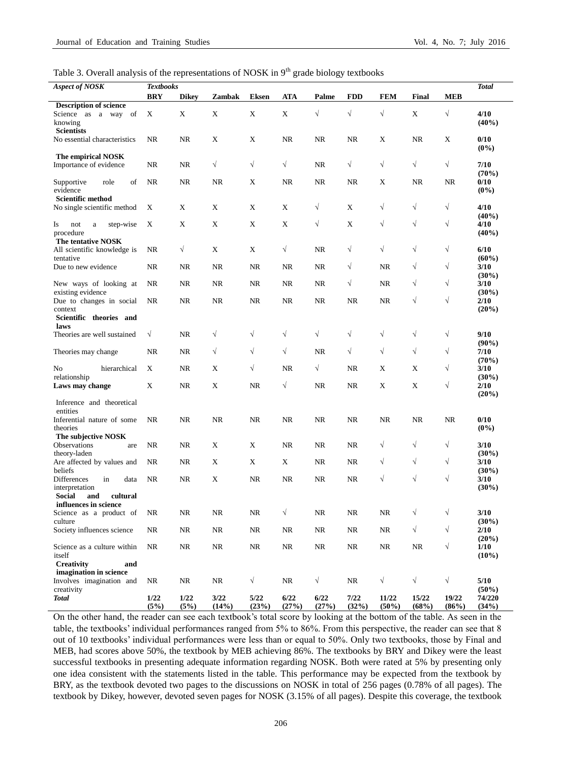Table 3. Overall analysis of the representations of NOSK in 9th grade biology textbooks

| *Aspect of NOSK* | *Textbooks* | | | | | | | | | | *Total* |
|---|---|---|---|---|---|---|---|---|---|---|---|
| | **BRY** | **Dikey** | **Zambak** | **Eksen** | **ATA** | **Palme** | **FDD** | **FEM** | **Final** | **MEB** | |
| **Description of science** | | | | | | | | | | | |
| Science as a way of knowing | X | X | X | X | X | √ | √ | √ | X | √ | **4/10 (40%)** |
| **Scientists** | | | | | | | | | | | |
| No essential characteristics | NR | NR | X | X | NR | NR | NR | X | NR | X | **0/10 (0%)** |
| **The empirical NOSK** | | | | | | | | | | | |
| Importance of evidence | NR | NR | √ | √ | √ | NR | √ | √ | √ | √ | **7/10 (70%)** |
| Supportive role of evidence | NR | NR | NR | X | NR | NR | NR | X | NR | NR | **0/10 (0%)** |
| **Scientific method** | | | | | | | | | | | |
| No single scientific method | X | X | X | X | X | √ | X | √ | √ | √ | **4/10 (40%)** |
| Is not a step-wise procedure | X | X | X | X | X | √ | X | √ | √ | √ | **4/10 (40%)** |
| **The tentative NOSK** | | | | | | | | | | | |
| All scientific knowledge is tentative | NR | √ | X | X | √ | NR | √ | √ | √ | √ | **6/10 (60%)** |
| Due to new evidence | NR | NR | NR | NR | NR | NR | √ | NR | √ | √ | **3/10 (30%)** |
| New ways of looking at existing evidence | NR | NR | NR | NR | NR | NR | √ | NR | √ | √ | **3/10 (30%)** |
| Due to changes in social context | NR | NR | NR | NR | NR | NR | NR | NR | √ | √ | **2/10 (20%)** |
| **Scientific theories and laws** | | | | | | | | | | | |
| Theories are well sustained | √ | NR | √ | √ | √ | √ | √ | √ | √ | √ | **9/10 (90%)** |
| Theories may change | NR | NR | √ | √ | √ | NR | √ | √ | √ | √ | **7/10 (70%)** |
| No hierarchical relationship | X | NR | X | √ | NR | √ | NR | X | X | √ | **3/10 (30%)** |
| **Laws may change** | X | NR | X | NR | √ | NR | NR | X | X | √ | **2/10 (20%)** |
| Inference and theoretical entities | | | | | | | | | | | |
| Inferential nature of some theories | NR | NR | NR | NR | NR | NR | NR | NR | NR | NR | **0/10 (0%)** |
| **The subjective NOSK** | | | | | | | | | | | |
| Observations are theory-laden | NR | NR | X | X | NR | NR | NR | √ | √ | √ | **3/10 (30%)** |
| Are affected by values and beliefs | NR | NR | X | X | X | NR | NR | √ | √ | √ | **3/10 (30%)** |
| Differences in data interpretation | NR | NR | X | NR | NR | NR | NR | √ | √ | √ | **3/10 (30%)** |
| **Social and cultural influences in science** | | | | | | | | | | | |
| Science as a product of culture | NR | NR | NR | NR | √ | NR | NR | NR | √ | √ | **3/10 (30%)** |
| Society influences science | NR | NR | NR | NR | NR | NR | NR | NR | √ | √ | **2/10 (20%)** |
| Science as a culture within itself | NR | NR | NR | NR | NR | NR | NR | NR | NR | √ | **1/10 (10%)** |
| **Creativity and imagination in science** | | | | | | | | | | | |
| Involves imagination and creativity | NR | NR | NR | √ | NR | √ | NR | √ | √ | √ | **5/10 (50%)** |
| ***Total*** | **1/22 (5%)** | **1/22 (5%)** | **3/22 (14%)** | **5/22 (23%)** | **6/22 (27%)** | **6/22 (27%)** | **7/22 (32%)** | **11/22 (50%)** | **15/22 (68%)** | **19/22 (86%)** | **74/220 (34%)** |

On the other hand, the reader can see each textbook's total score by looking at the bottom of the table. As seen in the table, the textbooks' individual performances ranged from 5% to 86%. From this perspective, the reader can see that 8 out of 10 textbooks' individual performances were less than or equal to 50%. Only two textbooks, those by Final and MEB, had scores above 50%, the textbook by MEB achieving 86%. The textbooks by BRY and Dikey were the least successful textbooks in presenting adequate information regarding NOSK. Both were rated at 5% by presenting only one idea consistent with the statements listed in the table. This performance may be expected from the textbook by BRY, as the textbook devoted two pages to the discussions on NOSK in total of 256 pages (0.78% of all pages). The textbook by Dikey, however, devoted seven pages for NOSK (3.15% of all pages). Despite this coverage, the textbook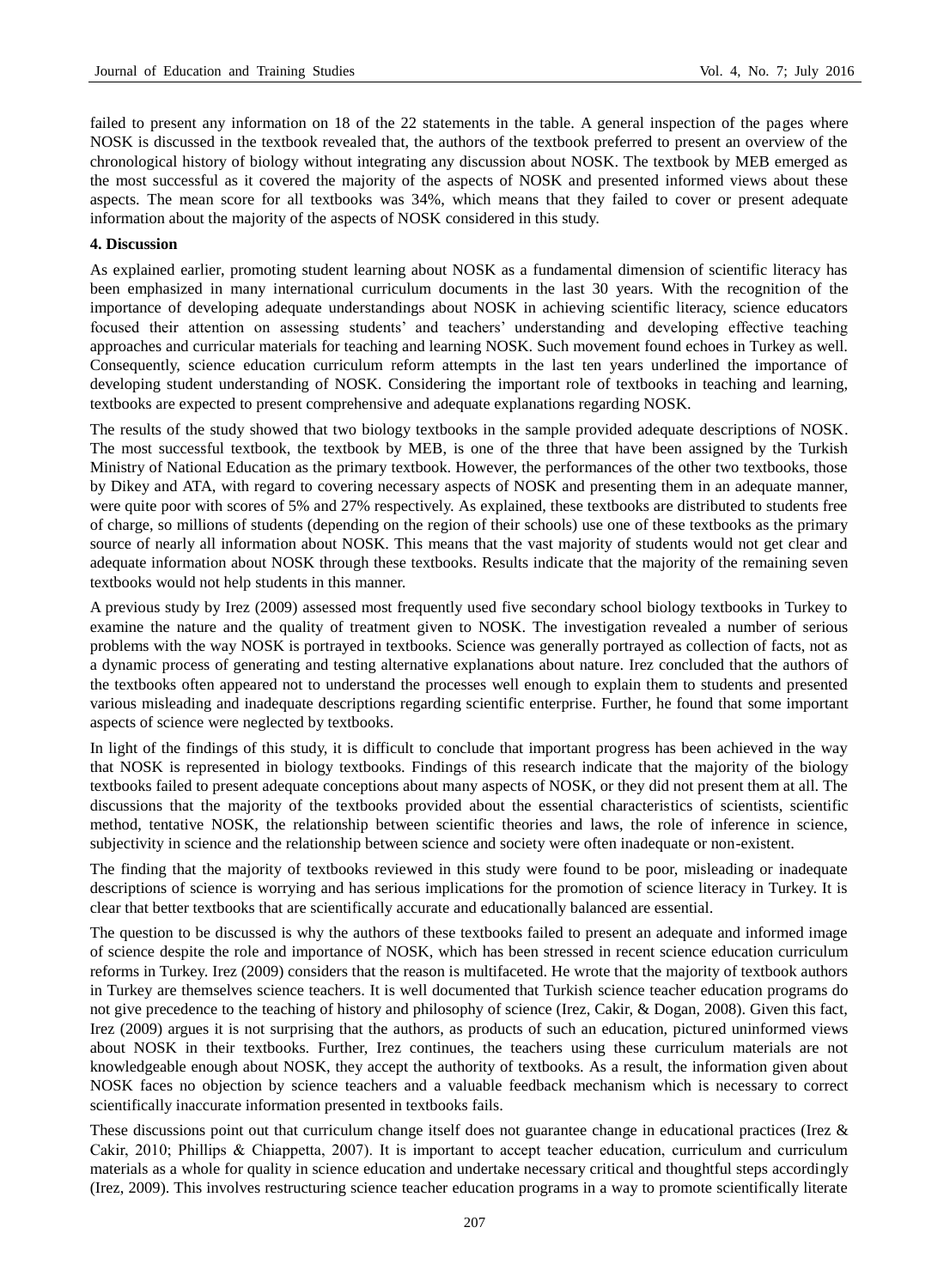failed to present any information on 18 of the 22 statements in the table. A general inspection of the pages where NOSK is discussed in the textbook revealed that, the authors of the textbook preferred to present an overview of the chronological history of biology without integrating any discussion about NOSK. The textbook by MEB emerged as the most successful as it covered the majority of the aspects of NOSK and presented informed views about these aspects. The mean score for all textbooks was 34%, which means that they failed to cover or present adequate information about the majority of the aspects of NOSK considered in this study.

## 4. Discussion

As explained earlier, promoting student learning about NOSK as a fundamental dimension of scientific literacy has been emphasized in many international curriculum documents in the last 30 years. With the recognition of the importance of developing adequate understandings about NOSK in achieving scientific literacy, science educators focused their attention on assessing students' and teachers' understanding and developing effective teaching approaches and curricular materials for teaching and learning NOSK. Such movement found echoes in Turkey as well. Consequently, science education curriculum reform attempts in the last ten years underlined the importance of developing student understanding of NOSK. Considering the important role of textbooks in teaching and learning, textbooks are expected to present comprehensive and adequate explanations regarding NOSK.

The results of the study showed that two biology textbooks in the sample provided adequate descriptions of NOSK. The most successful textbook, the textbook by MEB, is one of the three that have been assigned by the Turkish Ministry of National Education as the primary textbook. However, the performances of the other two textbooks, those by Dikey and ATA, with regard to covering necessary aspects of NOSK and presenting them in an adequate manner, were quite poor with scores of 5% and 27% respectively. As explained, these textbooks are distributed to students free of charge, so millions of students (depending on the region of their schools) use one of these textbooks as the primary source of nearly all information about NOSK. This means that the vast majority of students would not get clear and adequate information about NOSK through these textbooks. Results indicate that the majority of the remaining seven textbooks would not help students in this manner.

A previous study by Irez (2009) assessed most frequently used five secondary school biology textbooks in Turkey to examine the nature and the quality of treatment given to NOSK. The investigation revealed a number of serious problems with the way NOSK is portrayed in textbooks. Science was generally portrayed as collection of facts, not as a dynamic process of generating and testing alternative explanations about nature. Irez concluded that the authors of the textbooks often appeared not to understand the processes well enough to explain them to students and presented various misleading and inadequate descriptions regarding scientific enterprise. Further, he found that some important aspects of science were neglected by textbooks.

In light of the findings of this study, it is difficult to conclude that important progress has been achieved in the way that NOSK is represented in biology textbooks. Findings of this research indicate that the majority of the biology textbooks failed to present adequate conceptions about many aspects of NOSK, or they did not present them at all. The discussions that the majority of the textbooks provided about the essential characteristics of scientists, scientific method, tentative NOSK, the relationship between scientific theories and laws, the role of inference in science, subjectivity in science and the relationship between science and society were often inadequate or non-existent.

The finding that the majority of textbooks reviewed in this study were found to be poor, misleading or inadequate descriptions of science is worrying and has serious implications for the promotion of science literacy in Turkey. It is clear that better textbooks that are scientifically accurate and educationally balanced are essential.

The question to be discussed is why the authors of these textbooks failed to present an adequate and informed image of science despite the role and importance of NOSK, which has been stressed in recent science education curriculum reforms in Turkey. Irez (2009) considers that the reason is multifaceted. He wrote that the majority of textbook authors in Turkey are themselves science teachers. It is well documented that Turkish science teacher education programs do not give precedence to the teaching of history and philosophy of science (Irez, Cakir, & Dogan, 2008). Given this fact, Irez (2009) argues it is not surprising that the authors, as products of such an education, pictured uninformed views about NOSK in their textbooks. Further, Irez continues, the teachers using these curriculum materials are not knowledgeable enough about NOSK, they accept the authority of textbooks. As a result, the information given about NOSK faces no objection by science teachers and a valuable feedback mechanism which is necessary to correct scientifically inaccurate information presented in textbooks fails.

These discussions point out that curriculum change itself does not guarantee change in educational practices (Irez & Cakir, 2010; Phillips & Chiappetta, 2007). It is important to accept teacher education, curriculum and curriculum materials as a whole for quality in science education and undertake necessary critical and thoughtful steps accordingly (Irez, 2009). This involves restructuring science teacher education programs in a way to promote scientifically literate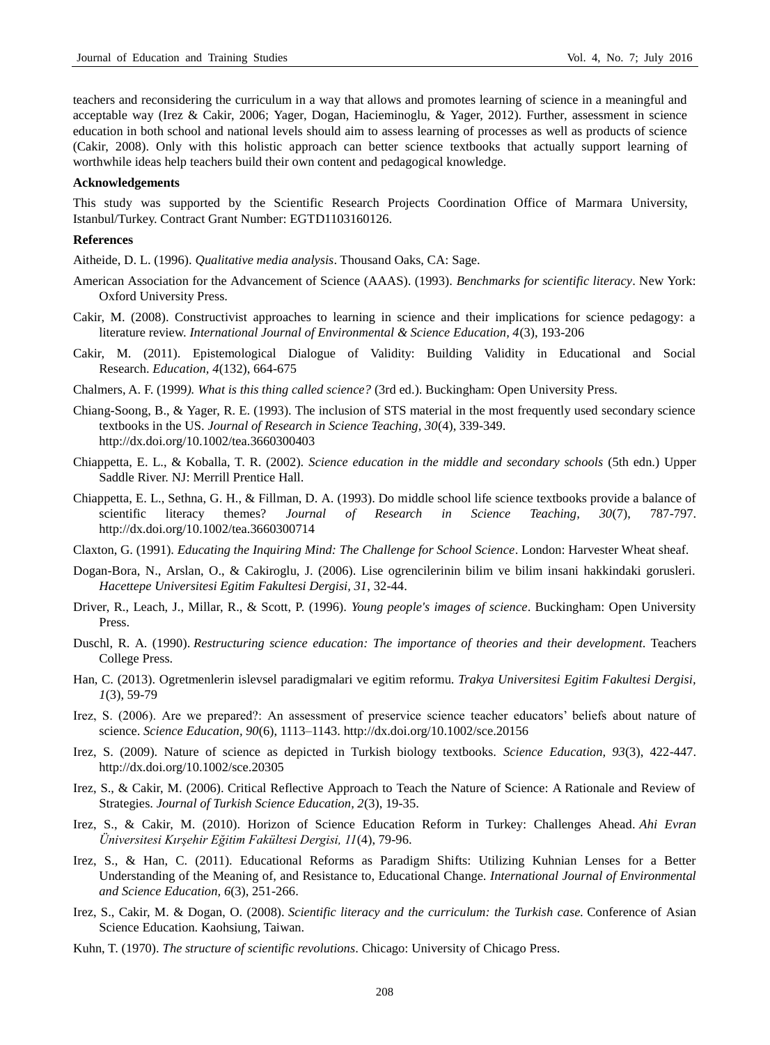teachers and reconsidering the curriculum in a way that allows and promotes learning of science in a meaningful and acceptable way (Irez & Cakir, 2006; Yager, Dogan, Hacieminoglu, & Yager, 2012). Further, assessment in science education in both school and national levels should aim to assess learning of processes as well as products of science (Cakir, 2008). Only with this holistic approach can better science textbooks that actually support learning of worthwhile ideas help teachers build their own content and pedagogical knowledge.

**Acknowledgements**

This study was supported by the Scientific Research Projects Coordination Office of Marmara University, Istanbul/Turkey. Contract Grant Number: EGTD1103160126.

**References**

Aitheide, D. L. (1996). *Qualitative media analysis*. Thousand Oaks, CA: Sage.

American Association for the Advancement of Science (AAAS). (1993). *Benchmarks for scientific literacy*. New York: Oxford University Press.

Cakir, M. (2008). Constructivist approaches to learning in science and their implications for science pedagogy: a literature review. *International Journal of Environmental & Science Education, 4*(3), 193-206

Cakir, M. (2011). Epistemological Dialogue of Validity: Building Validity in Educational and Social Research. *Education, 4*(132), 664-675

Chalmers, A. F. (1999*). What is this thing called science?* (3rd ed.). Buckingham: Open University Press.

Chiang-Soong, B., & Yager, R. E. (1993). The inclusion of STS material in the most frequently used secondary science textbooks in the US. *Journal of Research in Science Teaching, 30*(4), 339-349. http://dx.doi.org/10.1002/tea.3660300403

Chiappetta, E. L., & Koballa, T. R. (2002). *Science education in the middle and secondary schools* (5th edn.) Upper Saddle River. NJ: Merrill Prentice Hall.

Chiappetta, E. L., Sethna, G. H., & Fillman, D. A. (1993). Do middle school life science textbooks provide a balance of scientific literacy themes? *Journal of Research in Science Teaching, 30*(7), 787-797. http://dx.doi.org/10.1002/tea.3660300714

Claxton, G. (1991). *Educating the Inquiring Mind: The Challenge for School Science*. London: Harvester Wheat sheaf.

Dogan-Bora, N., Arslan, O., & Cakiroglu, J. (2006). Lise ogrencilerinin bilim ve bilim insani hakkindaki gorusleri. *Hacettepe Universitesi Egitim Fakultesi Dergisi, 31*, 32-44.

Driver, R., Leach, J., Millar, R., & Scott, P. (1996). *Young people's images of science*. Buckingham: Open University Press.

Duschl, R. A. (1990). *Restructuring science education: The importance of theories and their development*. Teachers College Press.

Han, C. (2013). Ogretmenlerin islevsel paradigmalari ve egitim reformu. *Trakya Universitesi Egitim Fakultesi Dergisi, 1*(3), 59-79

Irez, S. (2006). Are we prepared?: An assessment of preservice science teacher educators' beliefs about nature of science. *Science Education, 90*(6), 1113–1143. http://dx.doi.org/10.1002/sce.20156

Irez, S. (2009). Nature of science as depicted in Turkish biology textbooks. *Science Education, 93*(3), 422-447. http://dx.doi.org/10.1002/sce.20305

Irez, S., & Cakir, M. (2006). Critical Reflective Approach to Teach the Nature of Science: A Rationale and Review of Strategies. *Journal of Turkish Science Education, 2*(3), 19-35.

Irez, S., & Cakir, M. (2010). Horizon of Science Education Reform in Turkey: Challenges Ahead. *Ahi Evran Üniversitesi Kırşehir Eğitim Fakültesi Dergisi, 11*(4), 79-96.

Irez, S., & Han, C. (2011). Educational Reforms as Paradigm Shifts: Utilizing Kuhnian Lenses for a Better Understanding of the Meaning of, and Resistance to, Educational Change. *International Journal of Environmental and Science Education, 6*(3), 251-266.

Irez, S., Cakir, M. & Dogan, O. (2008). *Scientific literacy and the curriculum: the Turkish case.* Conference of Asian Science Education. Kaohsiung, Taiwan.

Kuhn, T. (1970). *The structure of scientific revolutions*. Chicago: University of Chicago Press.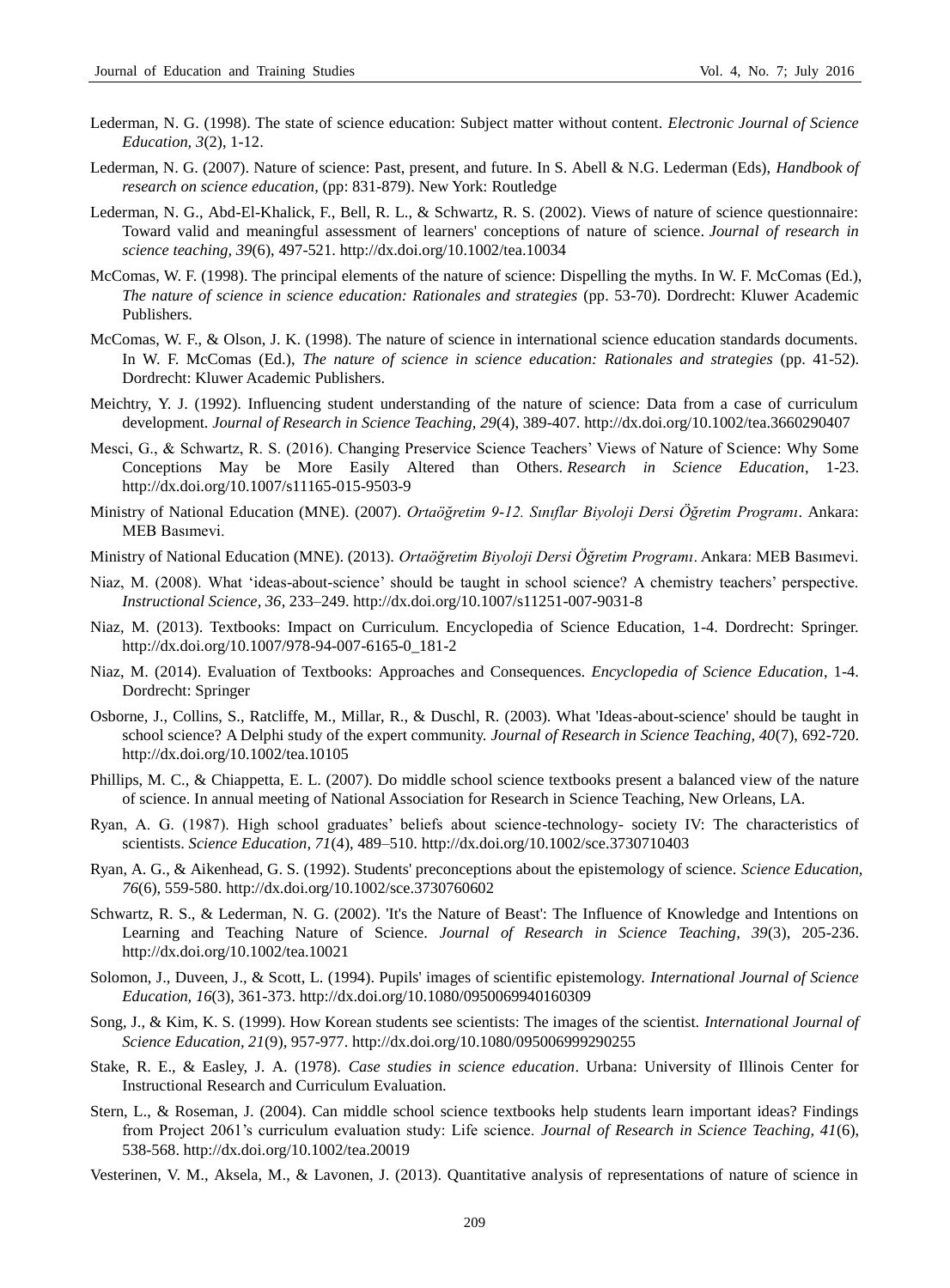Lederman, N. G. (1998). The state of science education: Subject matter without content. *Electronic Journal of Science Education, 3*(2), 1-12.

Lederman, N. G. (2007). Nature of science: Past, present, and future. In S. Abell & N.G. Lederman (Eds), *Handbook of research on science education*, (pp: 831-879). New York: Routledge

Lederman, N. G., Abd‐El‐Khalick, F., Bell, R. L., & Schwartz, R. S. (2002). Views of nature of science questionnaire: Toward valid and meaningful assessment of learners' conceptions of nature of science. *Journal of research in science teaching, 39*(6), 497-521. http://dx.doi.org/10.1002/tea.10034

McComas, W. F. (1998). The principal elements of the nature of science: Dispelling the myths. In W. F. McComas (Ed.), *The nature of science in science education: Rationales and strategies* (pp. 53-70). Dordrecht: Kluwer Academic Publishers.

McComas, W. F., & Olson, J. K. (1998). The nature of science in international science education standards documents. In W. F. McComas (Ed.), *The nature of science in science education: Rationales and strategies* (pp. 41-52). Dordrecht: Kluwer Academic Publishers.

Meichtry, Y. J. (1992). Influencing student understanding of the nature of science: Data from a case of curriculum development. *Journal of Research in Science Teaching, 29*(4), 389-407. http://dx.doi.org/10.1002/tea.3660290407

Mesci, G., & Schwartz, R. S. (2016). Changing Preservice Science Teachers' Views of Nature of Science: Why Some Conceptions May be More Easily Altered than Others. *Research in Science Education*, 1-23. http://dx.doi.org/10.1007/s11165-015-9503-9

Ministry of National Education (MNE). (2007). *Ortaöğretim 9-12. Sınıflar Biyoloji Dersi Öğretim Programı*. Ankara: MEB Basımevi.

Ministry of National Education (MNE). (2013). *Ortaöğretim Biyoloji Dersi Öğretim Programı*. Ankara: MEB Basımevi.

Niaz, M. (2008). What 'ideas-about-science' should be taught in school science? A chemistry teachers' perspective. *Instructional Science, 36*, 233–249. http://dx.doi.org/10.1007/s11251-007-9031-8

Niaz, M. (2013). Textbooks: Impact on Curriculum. Encyclopedia of Science Education, 1-4. Dordrecht: Springer. http://dx.doi.org/10.1007/978-94-007-6165-0_181-2

Niaz, M. (2014). Evaluation of Textbooks: Approaches and Consequences. *Encyclopedia of Science Education*, 1-4. Dordrecht: Springer

Osborne, J., Collins, S., Ratcliffe, M., Millar, R., & Duschl, R. (2003). What 'Ideas-about-science' should be taught in school science? A Delphi study of the expert community. *Journal of Research in Science Teaching, 40*(7), 692-720. http://dx.doi.org/10.1002/tea.10105

Phillips, M. C., & Chiappetta, E. L. (2007). Do middle school science textbooks present a balanced view of the nature of science. In annual meeting of National Association for Research in Science Teaching, New Orleans, LA.

Ryan, A. G. (1987). High school graduates' beliefs about science-technology- society IV: The characteristics of scientists. *Science Education, 71*(4), 489–510. http://dx.doi.org/10.1002/sce.3730710403

Ryan, A. G., & Aikenhead, G. S. (1992). Students' preconceptions about the epistemology of science. *Science Education, 76*(6), 559-580. http://dx.doi.org/10.1002/sce.3730760602

Schwartz, R. S., & Lederman, N. G. (2002). 'It's the Nature of Beast': The Influence of Knowledge and Intentions on Learning and Teaching Nature of Science. *Journal of Research in Science Teaching, 39*(3), 205-236. http://dx.doi.org/10.1002/tea.10021

Solomon, J., Duveen, J., & Scott, L. (1994). Pupils' images of scientific epistemology. *International Journal of Science Education, 16*(3), 361-373. http://dx.doi.org/10.1080/0950069940160309

Song, J., & Kim, K. S. (1999). How Korean students see scientists: The images of the scientist. *International Journal of Science Education, 21*(9), 957-977. http://dx.doi.org/10.1080/095006999290255

Stake, R. E., & Easley, J. A. (1978). *Case studies in science education*. Urbana: University of Illinois Center for Instructional Research and Curriculum Evaluation.

Stern, L., & Roseman, J. (2004). Can middle school science textbooks help students learn important ideas? Findings from Project 2061's curriculum evaluation study: Life science. *Journal of Research in Science Teaching, 41*(6), 538-568. http://dx.doi.org/10.1002/tea.20019

Vesterinen, V. M., Aksela, M., & Lavonen, J. (2013). Quantitative analysis of representations of nature of science in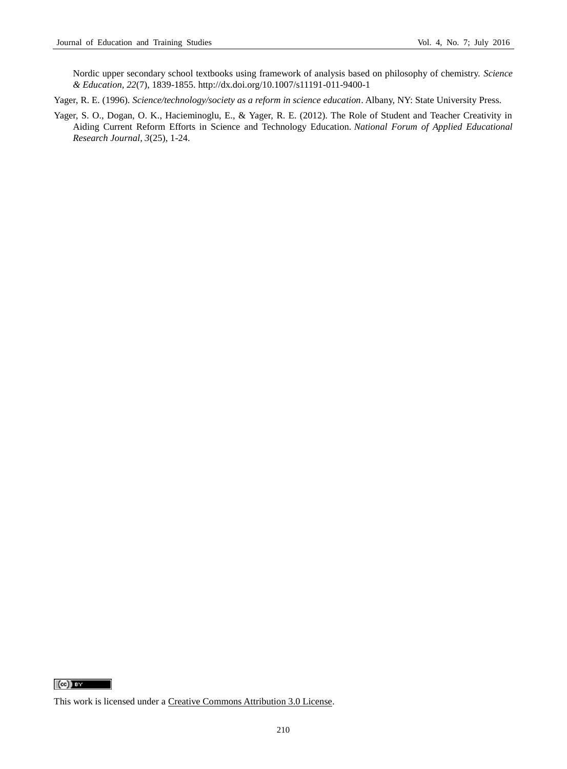Nordic upper secondary school textbooks using framework of analysis based on philosophy of chemistry. *Science & Education, 22*(7), 1839-1855. http://dx.doi.org/10.1007/s11191-011-9400-1

Yager, R. E. (1996). *Science/technology/society as a reform in science education*. Albany, NY: State University Press.

Yager, S. O., Dogan, O. K., Hacieminoglu, E., & Yager, R. E. (2012). The Role of Student and Teacher Creativity in Aiding Current Reform Efforts in Science and Technology Education. *National Forum of Applied Educational Research Journal, 3*(25), 1-24.

This work is licensed under a Creative Commons Attribution 3.0 License.